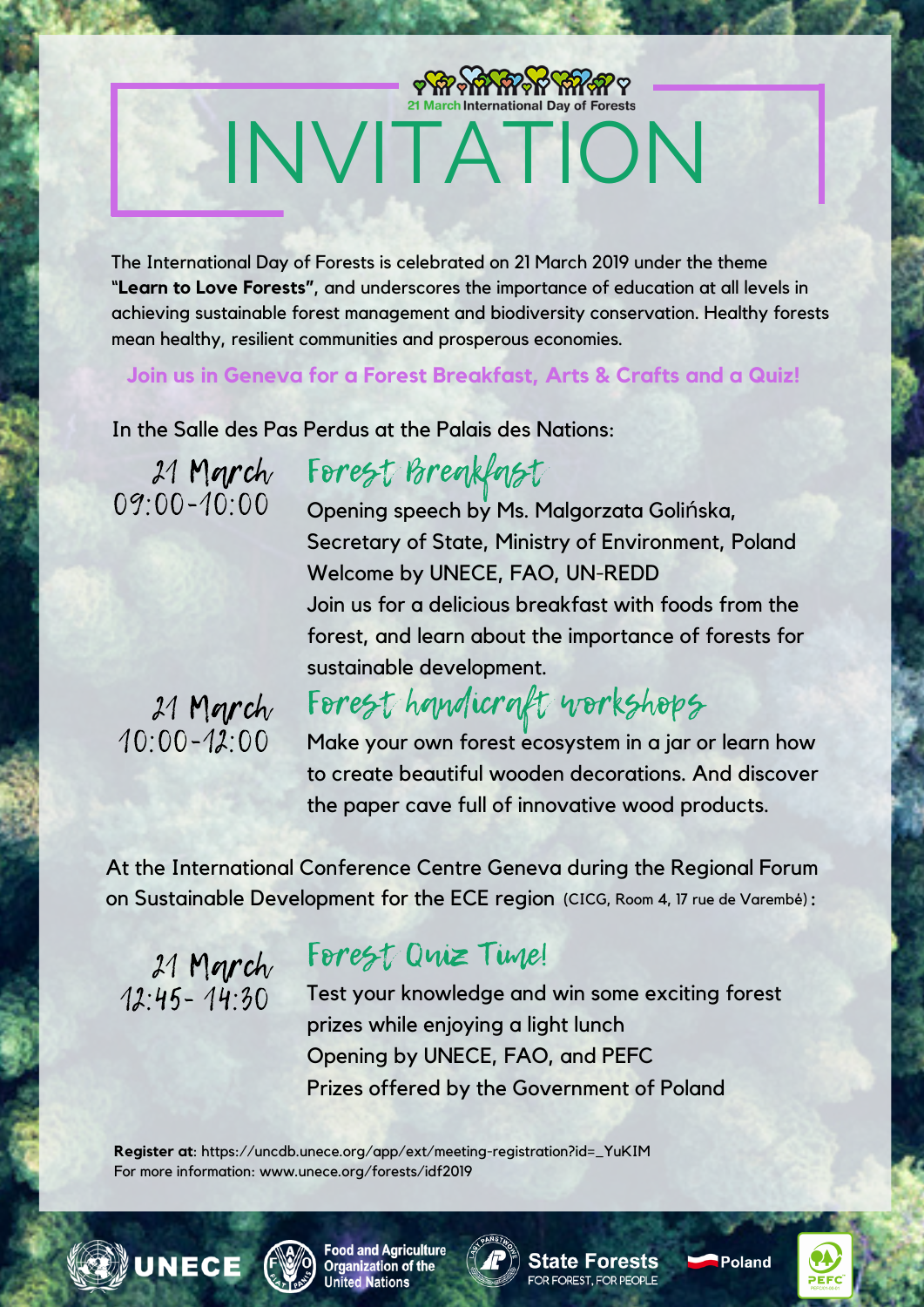21 March International Day of Forests

# INVITATION

The International Day of Forests is celebrated on 21 March 2019 under the theme **"Learn to Love Forests"**, and underscores the importance of education at all levels in achieving sustainable forest management and biodiversity conservation. Healthy forests mean healthy, resilient communities and prosperous economies.

**Join us in Geneva for a Forest Breakfast, Arts & Crafts and a Quiz!**

In the Salle des Pas Perdus at the Palais des Nations:

**21 March**
**09:00-10:00**

## Forest Breakfast

Opening speech by Ms. Malgorzata Golińska, Secretary of State, Ministry of Environment, Poland
Welcome by UNECE, FAO, UN-REDD
Join us for a delicious breakfast with foods from the forest, and learn about the importance of forests for sustainable development.

**21 March**
**10:00-12:00**

## Forest handicraft workshops

Make your own forest ecosystem in a jar or learn how to create beautiful wooden decorations. And discover the paper cave full of innovative wood products.

At the International Conference Centre Geneva during the Regional Forum on Sustainable Development for the ECE region (CICG, Room 4, 17 rue de Varembé):

**21 March**
**12:45- 14:30**

## Forest Quiz Time!

Test your knowledge and win some exciting forest prizes while enjoying a light lunch
Opening by UNECE, FAO, and PEFC
Prizes offered by the Government of Poland

**Register at**: https://uncdb.unece.org/app/ext/meeting-registration?id=_YuKIM
For more information: www.unece.org/forests/idf2019

UNECE | Food and Agriculture Organization of the United Nations | State Forests FOR FOREST, FOR PEOPLE | Poland | PEFC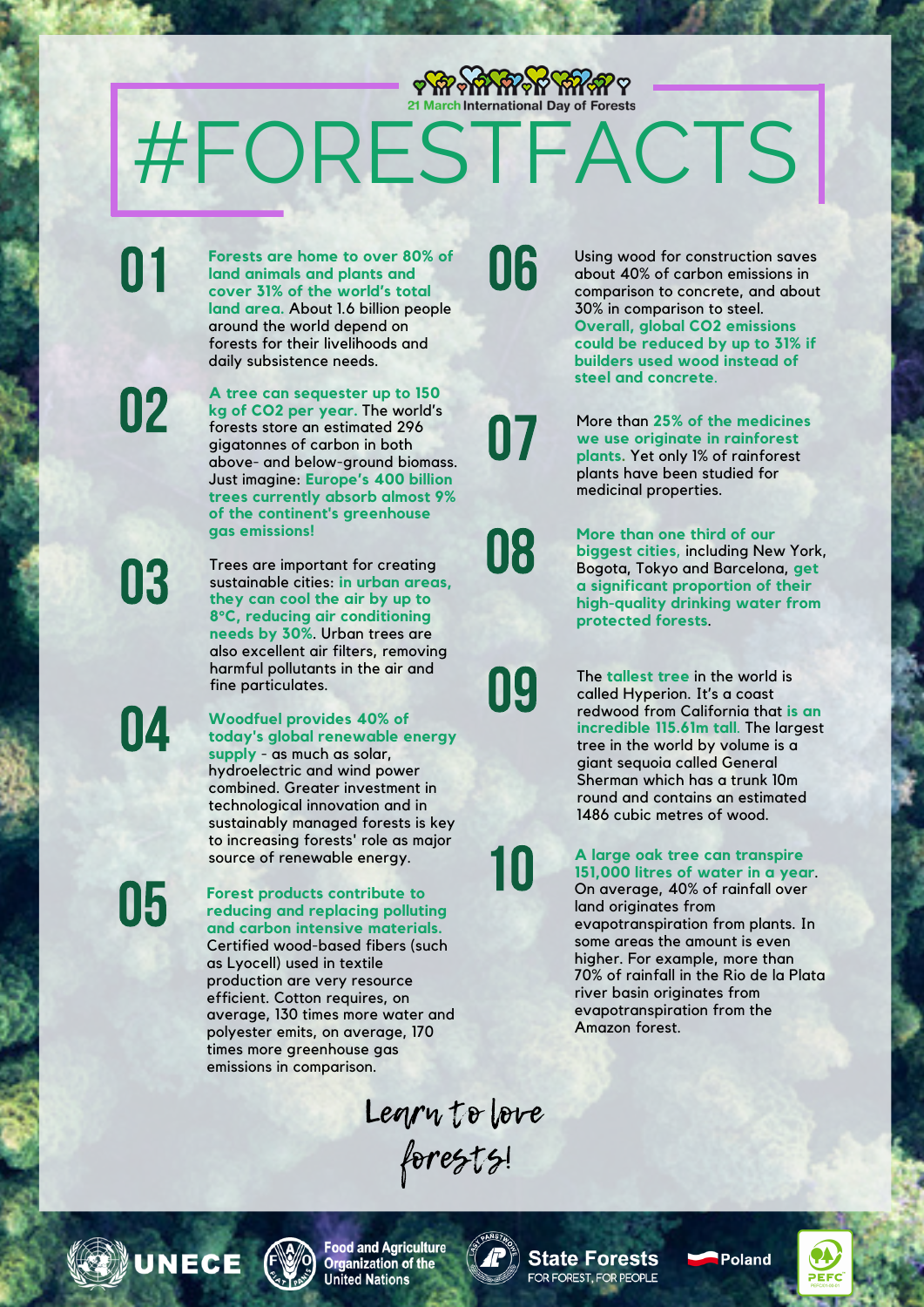21 March International Day of Forests

# #FORESTFACTS

## 01

**Forests are home to over 80% of land animals and plants and cover 31% of the world's total land area.** About 1.6 billion people around the world depend on forests for their livelihoods and daily subsistence needs.

## 02

**A tree can sequester up to 150 kg of $CO_2$ per year.** The world's forests store an estimated 296 gigatonnes of carbon in both above- and below-ground biomass. Just imagine: **Europe's 400 billion trees currently absorb almost 9% of the continent's greenhouse gas emissions!**

## 03

Trees are important for creating sustainable cities: **in urban areas, they can cool the air by up to 8°C, reducing air conditioning needs by 30%**. Urban trees are also excellent air filters, removing harmful pollutants in the air and fine particulates.

## 04

**Woodfuel provides 40% of today's global renewable energy supply** - as much as solar, hydroelectric and wind power combined. Greater investment in technological innovation and in sustainably managed forests is key to increasing forests' role as major source of renewable energy.

## 05

**Forest products contribute to reducing and replacing polluting and carbon intensive materials.** Certified wood-based fibers (such as Lyocell) used in textile production are very resource efficient. Cotton requires, on average, 130 times more water and polyester emits, on average, 170 times more greenhouse gas emissions in comparison.

## 06

Using wood for construction saves about 40% of carbon emissions in comparison to concrete, and about 30% in comparison to steel. **Overall, global $CO_2$ emissions could be reduced by up to 31% if builders used wood instead of steel and concrete.**

## 07

More than **25% of the medicines we use originate in rainforest plants.** Yet only 1% of rainforest plants have been studied for medicinal properties.

## 08

**More than one third of our biggest cities,** including New York, Bogota, Tokyo and Barcelona, **get a significant proportion of their high-quality drinking water from protected forests.**

## 09

The **tallest tree** in the world is called Hyperion. It's a coast redwood from California that **is an incredible 115.61m tall.** The largest tree in the world by volume is a giant sequoia called General Sherman which has a trunk 10m round and contains an estimated 1486 cubic metres of wood.

## 10

**A large oak tree can transpire 151,000 litres of water in a year.** On average, 40% of rainfall over land originates from evapotranspiration from plants. In some areas the amount is even higher. For example, more than 70% of rainfall in the Rio de la Plata river basin originates from evapotranspiration from the Amazon forest.

*Learn to love forests!*

UNECE | Food and Agriculture Organization of the United Nations | State Forests FOR FOREST, FOR PEOPLE | Poland | PEFC